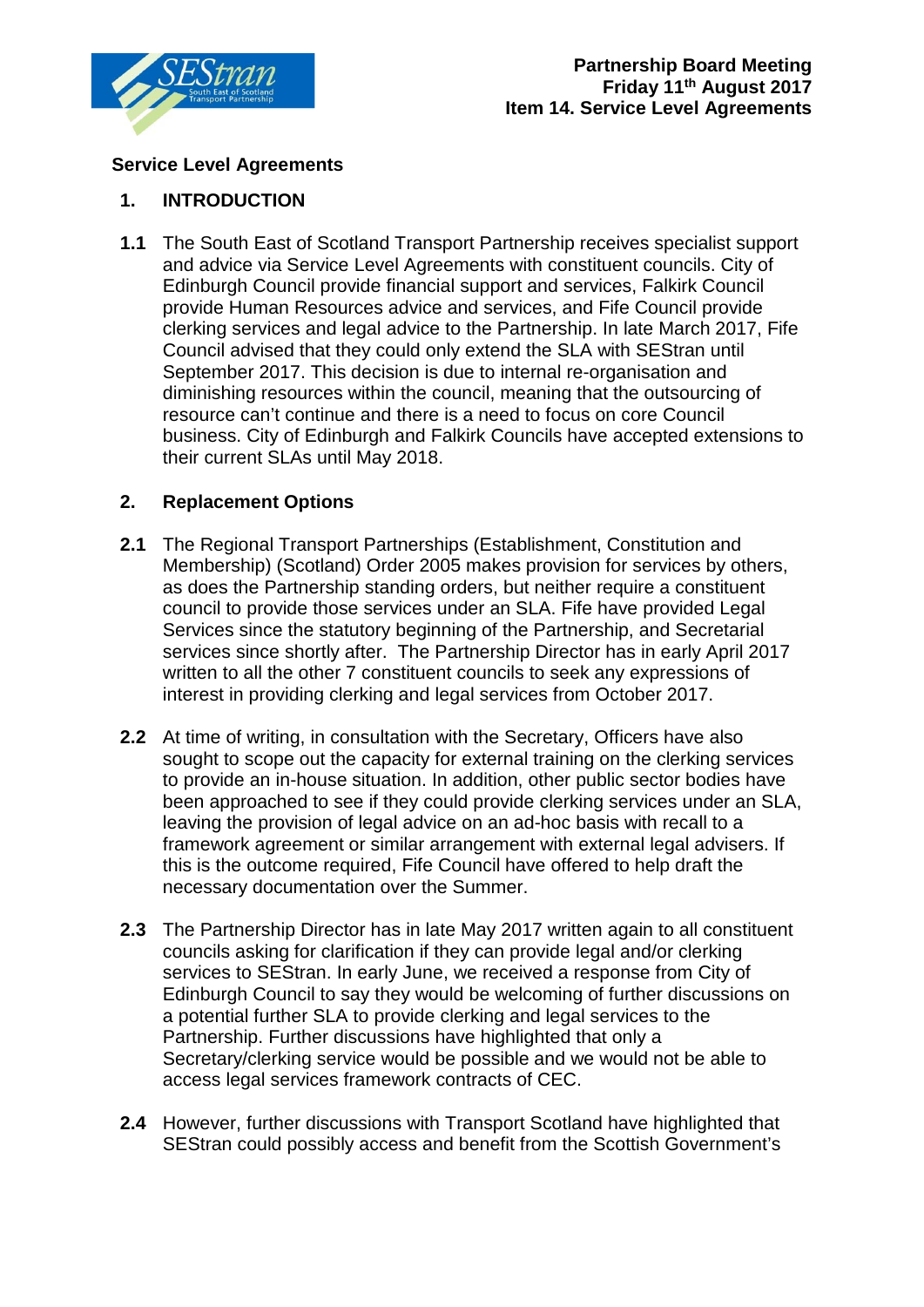**Partnership Board Meeting**
**Friday 11th August 2017**
**Item 14. Service Level Agreements**

## Service Level Agreements

### 1. INTRODUCTION

**1.1** The South East of Scotland Transport Partnership receives specialist support and advice via Service Level Agreements with constituent councils. City of Edinburgh Council provide financial support and services, Falkirk Council provide Human Resources advice and services, and Fife Council provide clerking services and legal advice to the Partnership. In late March 2017, Fife Council advised that they could only extend the SLA with SEStran until September 2017. This decision is due to internal re-organisation and diminishing resources within the council, meaning that the outsourcing of resource can't continue and there is a need to focus on core Council business. City of Edinburgh and Falkirk Councils have accepted extensions to their current SLAs until May 2018.

### 2. Replacement Options

**2.1** The Regional Transport Partnerships (Establishment, Constitution and Membership) (Scotland) Order 2005 makes provision for services by others, as does the Partnership standing orders, but neither require a constituent council to provide those services under an SLA. Fife have provided Legal Services since the statutory beginning of the Partnership, and Secretarial services since shortly after. The Partnership Director has in early April 2017 written to all the other 7 constituent councils to seek any expressions of interest in providing clerking and legal services from October 2017.

**2.2** At time of writing, in consultation with the Secretary, Officers have also sought to scope out the capacity for external training on the clerking services to provide an in-house situation. In addition, other public sector bodies have been approached to see if they could provide clerking services under an SLA, leaving the provision of legal advice on an ad-hoc basis with recall to a framework agreement or similar arrangement with external legal advisers. If this is the outcome required, Fife Council have offered to help draft the necessary documentation over the Summer.

**2.3** The Partnership Director has in late May 2017 written again to all constituent councils asking for clarification if they can provide legal and/or clerking services to SEStran. In early June, we received a response from City of Edinburgh Council to say they would be welcoming of further discussions on a potential further SLA to provide clerking and legal services to the Partnership. Further discussions have highlighted that only a Secretary/clerking service would be possible and we would not be able to access legal services framework contracts of CEC.

**2.4** However, further discussions with Transport Scotland have highlighted that SEStran could possibly access and benefit from the Scottish Government's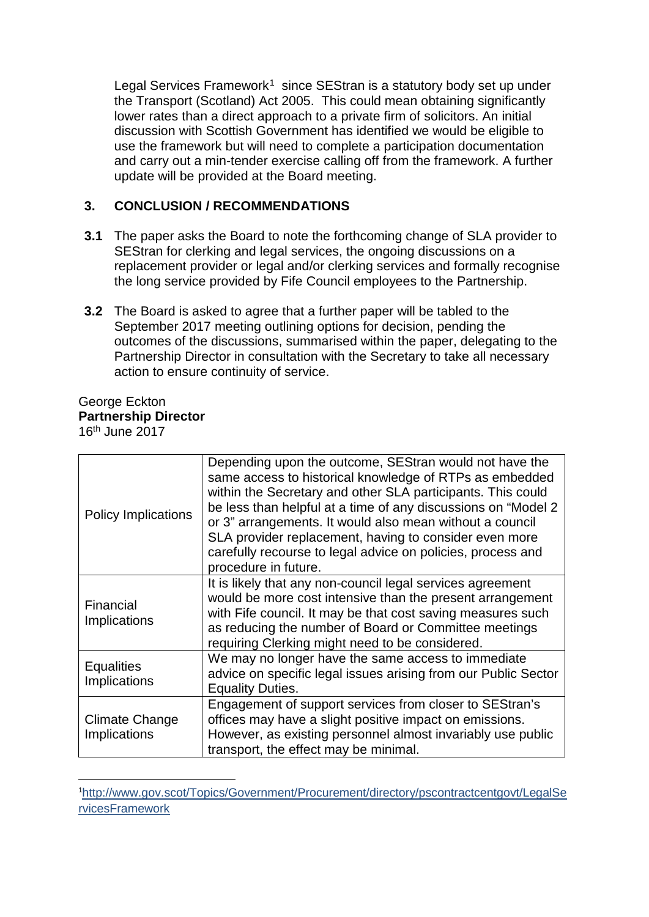Legal Services Framework[1] since SEStran is a statutory body set up under the Transport (Scotland) Act 2005. This could mean obtaining significantly lower rates than a direct approach to a private firm of solicitors. An initial discussion with Scottish Government has identified we would be eligible to use the framework but will need to complete a participation documentation and carry out a min-tender exercise calling off from the framework. A further update will be provided at the Board meeting.

## 3. CONCLUSION / RECOMMENDATIONS

**3.1** The paper asks the Board to note the forthcoming change of SLA provider to SEStran for clerking and legal services, the ongoing discussions on a replacement provider or legal and/or clerking services and formally recognise the long service provided by Fife Council employees to the Partnership.

**3.2** The Board is asked to agree that a further paper will be tabled to the September 2017 meeting outlining options for decision, pending the outcomes of the discussions, summarised within the paper, delegating to the Partnership Director in consultation with the Secretary to take all necessary action to ensure continuity of service.

George Eckton
**Partnership Director**
16th June 2017

| | |
|---|---|
| Policy Implications | Depending upon the outcome, SEStran would not have the same access to historical knowledge of RTPs as embedded within the Secretary and other SLA participants. This could be less than helpful at a time of any discussions on "Model 2 or 3" arrangements. It would also mean without a council SLA provider replacement, having to consider even more carefully recourse to legal advice on policies, process and procedure in future. |
| Financial Implications | It is likely that any non-council legal services agreement would be more cost intensive than the present arrangement with Fife council. It may be that cost saving measures such as reducing the number of Board or Committee meetings requiring Clerking might need to be considered. |
| Equalities Implications | We may no longer have the same access to immediate advice on specific legal issues arising from our Public Sector Equality Duties. |
| Climate Change Implications | Engagement of support services from closer to SEStran's offices may have a slight positive impact on emissions. However, as existing personnel almost invariably use public transport, the effect may be minimal. |

[1] http://www.gov.scot/Topics/Government/Procurement/directory/pscontractcentgovt/LegalServicesFramework